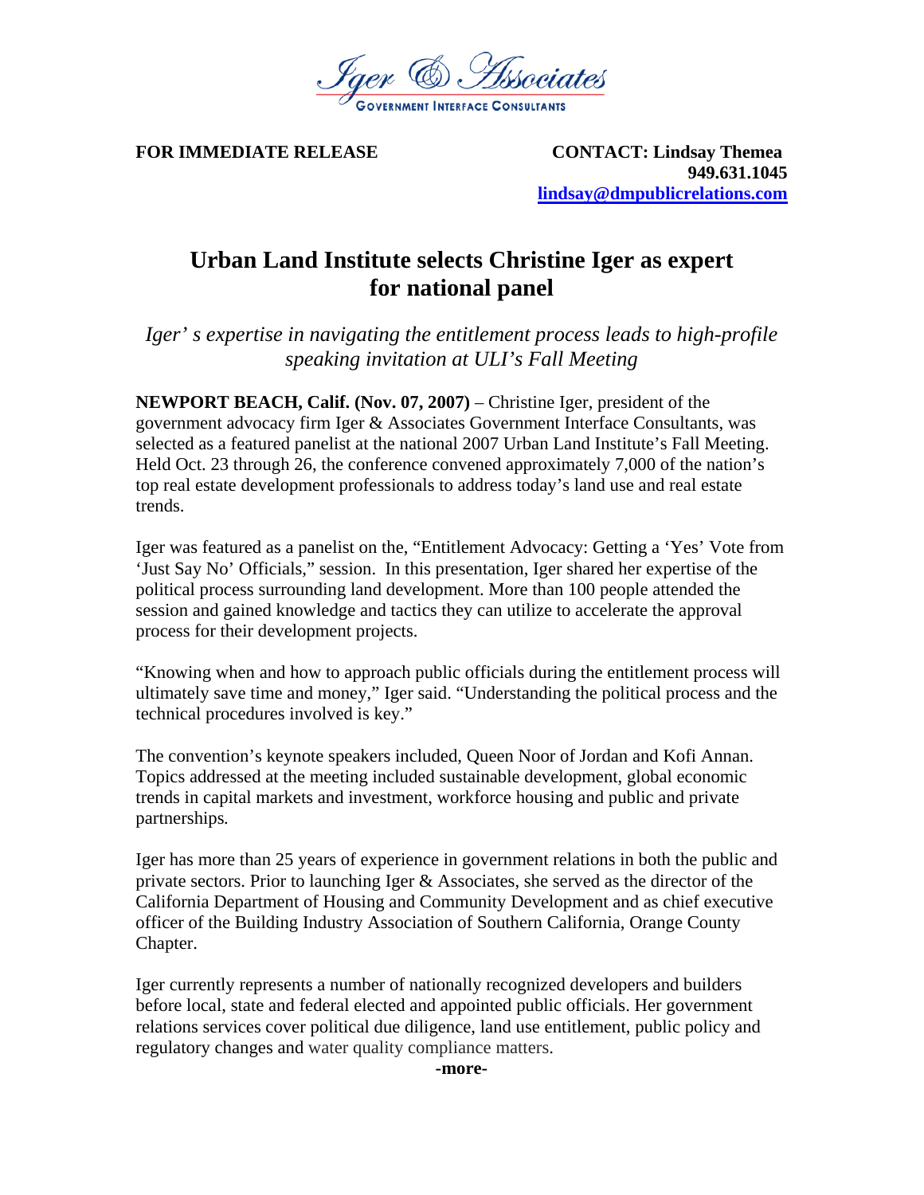Iger & Associates
GOVERNMENT INTERFACE CONSULTANTS

**FOR IMMEDIATE RELEASE**

**CONTACT: Lindsay Themea**
**949.631.1045**
**lindsay@dmpublicrelations.com**

# Urban Land Institute selects Christine Iger as expert for national panel

*Iger' s expertise in navigating the entitlement process leads to high-profile speaking invitation at ULI's Fall Meeting*

**NEWPORT BEACH, Calif. (Nov. 07, 2007)** – Christine Iger, president of the government advocacy firm Iger & Associates Government Interface Consultants, was selected as a featured panelist at the national 2007 Urban Land Institute's Fall Meeting. Held Oct. 23 through 26, the conference convened approximately 7,000 of the nation's top real estate development professionals to address today's land use and real estate trends.

Iger was featured as a panelist on the, "Entitlement Advocacy: Getting a 'Yes' Vote from 'Just Say No' Officials," session. In this presentation, Iger shared her expertise of the political process surrounding land development. More than 100 people attended the session and gained knowledge and tactics they can utilize to accelerate the approval process for their development projects.

"Knowing when and how to approach public officials during the entitlement process will ultimately save time and money," Iger said. "Understanding the political process and the technical procedures involved is key."

The convention's keynote speakers included, Queen Noor of Jordan and Kofi Annan. Topics addressed at the meeting included sustainable development, global economic trends in capital markets and investment, workforce housing and public and private partnerships.

Iger has more than 25 years of experience in government relations in both the public and private sectors. Prior to launching Iger & Associates, she served as the director of the California Department of Housing and Community Development and as chief executive officer of the Building Industry Association of Southern California, Orange County Chapter.

Iger currently represents a number of nationally recognized developers and builders before local, state and federal elected and appointed public officials. Her government relations services cover political due diligence, land use entitlement, public policy and regulatory changes and water quality compliance matters.

**-more-**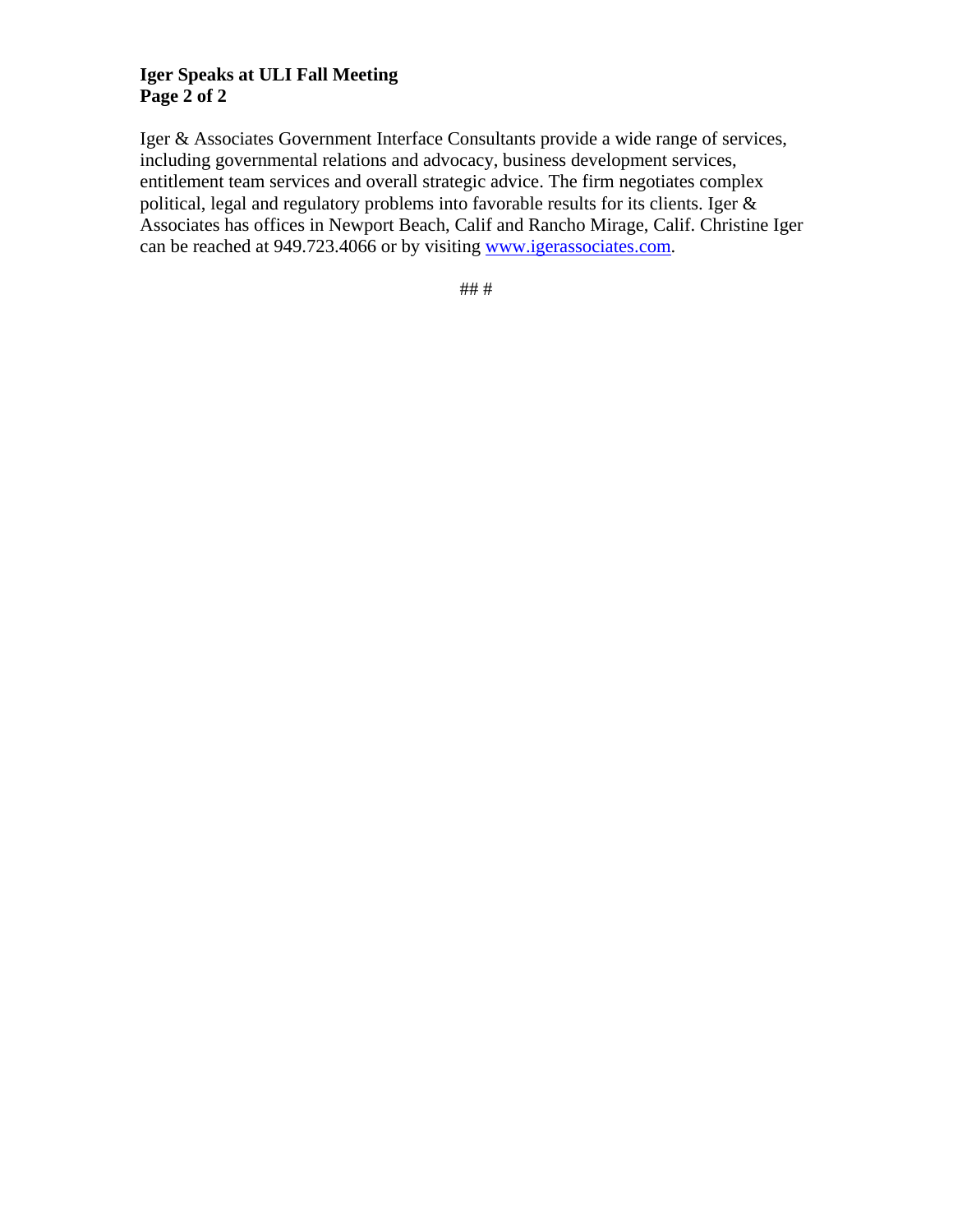Iger & Associates Government Interface Consultants provide a wide range of services, including governmental relations and advocacy, business development services, entitlement team services and overall strategic advice. The firm negotiates complex political, legal and regulatory problems into favorable results for its clients. Iger & Associates has offices in Newport Beach, Calif and Rancho Mirage, Calif. Christine Iger can be reached at 949.723.4066 or by visiting www.igerassociates.com.

## #